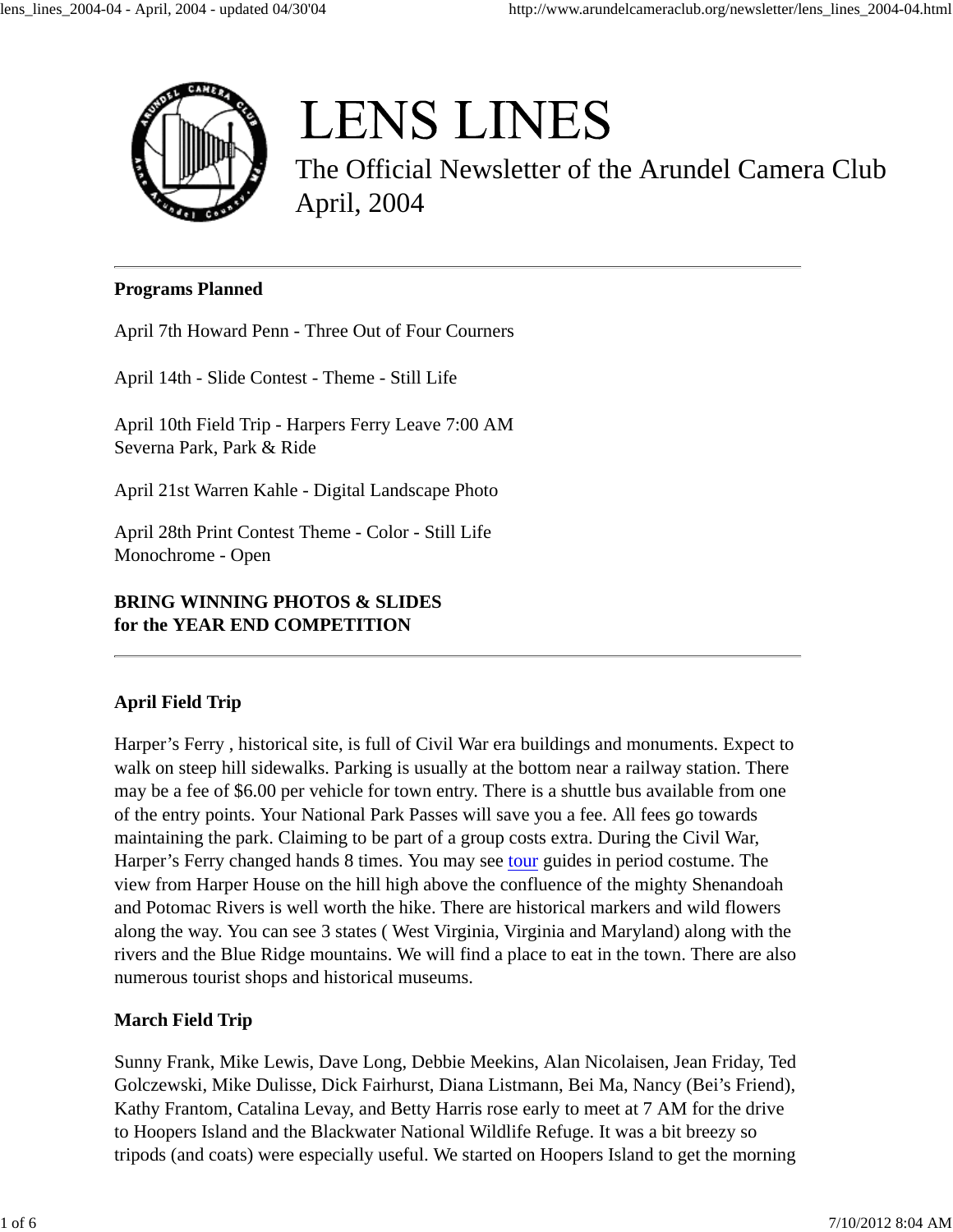# LENS LINES

The Official Newsletter of the Arundel Camera Club
April, 2004

---

**Programs Planned**

April 7th Howard Penn - Three Out of Four Courners

April 14th - Slide Contest - Theme - Still Life

April 10th Field Trip - Harpers Ferry Leave 7:00 AM
Severna Park, Park & Ride

April 21st Warren Kahle - Digital Landscape Photo

April 28th Print Contest Theme - Color - Still Life
Monochrome - Open

**BRING WINNING PHOTOS & SLIDES**
**for the YEAR END COMPETITION**

---

**April Field Trip**

Harper's Ferry , historical site, is full of Civil War era buildings and monuments. Expect to walk on steep hill sidewalks. Parking is usually at the bottom near a railway station. There may be a fee of $6.00 per vehicle for town entry. There is a shuttle bus available from one of the entry points. Your National Park Passes will save you a fee. All fees go towards maintaining the park. Claiming to be part of a group costs extra. During the Civil War, Harper's Ferry changed hands 8 times. You may see tour guides in period costume. The view from Harper House on the hill high above the confluence of the mighty Shenandoah and Potomac Rivers is well worth the hike. There are historical markers and wild flowers along the way. You can see 3 states ( West Virginia, Virginia and Maryland) along with the rivers and the Blue Ridge mountains. We will find a place to eat in the town. There are also numerous tourist shops and historical museums.

**March Field Trip**

Sunny Frank, Mike Lewis, Dave Long, Debbie Meekins, Alan Nicolaisen, Jean Friday, Ted Golczewski, Mike Dulisse, Dick Fairhurst, Diana Listmann, Bei Ma, Nancy (Bei's Friend), Kathy Frantom, Catalina Levay, and Betty Harris rose early to meet at 7 AM for the drive to Hoopers Island and the Blackwater National Wildlife Refuge. It was a bit breezy so tripods (and coats) were especially useful. We started on Hoopers Island to get the morning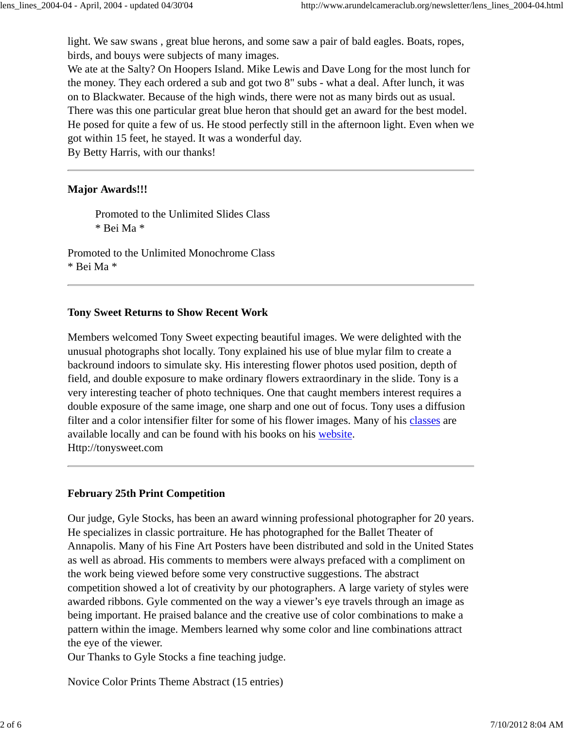light. We saw swans , great blue herons, and some saw a pair of bald eagles. Boats, ropes, birds, and bouys were subjects of many images.
We ate at the Salty? On Hoopers Island. Mike Lewis and Dave Long for the most lunch for the money. They each ordered a sub and got two 8" subs - what a deal. After lunch, it was on to Blackwater. Because of the high winds, there were not as many birds out as usual. There was this one particular great blue heron that should get an award for the best model. He posed for quite a few of us. He stood perfectly still in the afternoon light. Even when we got within 15 feet, he stayed. It was a wonderful day.
By Betty Harris, with our thanks!

---

**Major Awards!!!**

> Promoted to the Unlimited Slides Class
> * Bei Ma *

Promoted to the Unlimited Monochrome Class
* Bei Ma *

---

**Tony Sweet Returns to Show Recent Work**

Members welcomed Tony Sweet expecting beautiful images. We were delighted with the unusual photographs shot locally. Tony explained his use of blue mylar film to create a backround indoors to simulate sky. His interesting flower photos used position, depth of field, and double exposure to make ordinary flowers extraordinary in the slide. Tony is a very interesting teacher of photo techniques. One that caught members interest requires a double exposure of the same image, one sharp and one out of focus. Tony uses a diffusion filter and a color intensifier filter for some of his flower images. Many of his classes are available locally and can be found with his books on his website.
Http://tonysweet.com

---

**February 25th Print Competition**

Our judge, Gyle Stocks, has been an award winning professional photographer for 20 years. He specializes in classic portraiture. He has photographed for the Ballet Theater of Annapolis. Many of his Fine Art Posters have been distributed and sold in the United States as well as abroad. His comments to members were always prefaced with a compliment on the work being viewed before some very constructive suggestions. The abstract competition showed a lot of creativity by our photographers. A large variety of styles were awarded ribbons. Gyle commented on the way a viewer's eye travels through an image as being important. He praised balance and the creative use of color combinations to make a pattern within the image. Members learned why some color and line combinations attract the eye of the viewer.
Our Thanks to Gyle Stocks a fine teaching judge.

Novice Color Prints Theme Abstract (15 entries)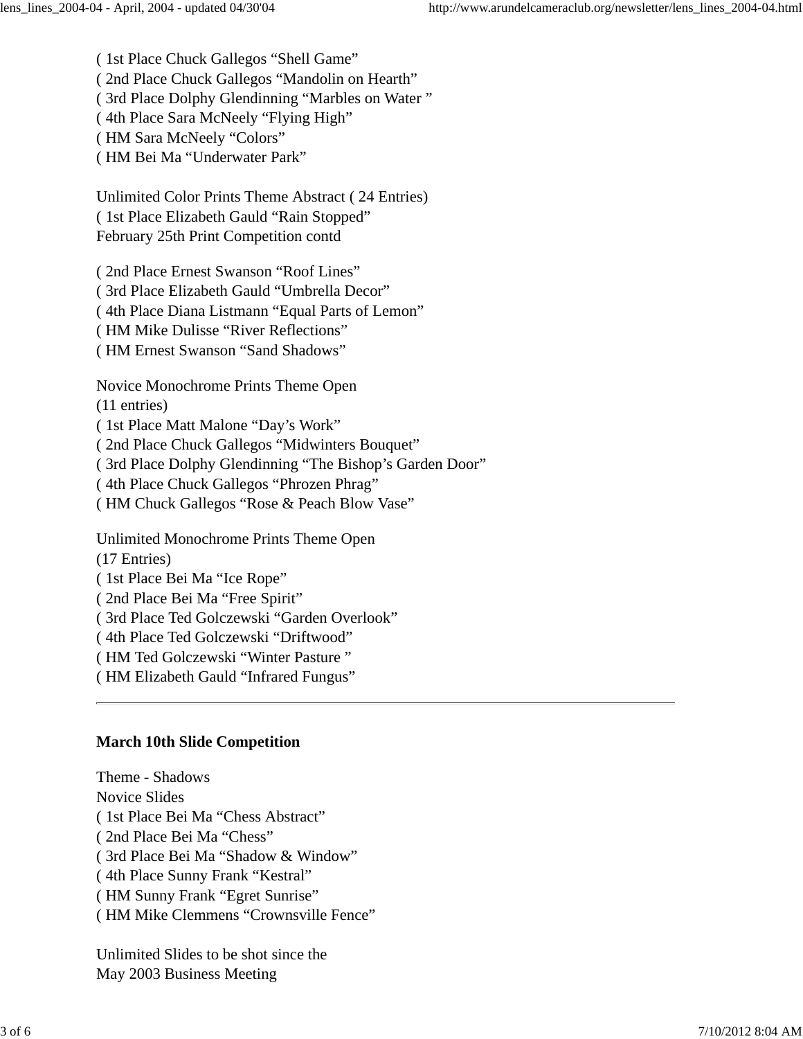( 1st Place Chuck Gallegos “Shell Game”
( 2nd Place Chuck Gallegos “Mandolin on Hearth”
( 3rd Place Dolphy Glendinning “Marbles on Water ”
( 4th Place Sara McNeely “Flying High”
( HM Sara McNeely “Colors”
( HM Bei Ma “Underwater Park”

Unlimited Color Prints Theme Abstract ( 24 Entries)
( 1st Place Elizabeth Gauld “Rain Stopped”
February 25th Print Competition contd

( 2nd Place Ernest Swanson “Roof Lines”
( 3rd Place Elizabeth Gauld “Umbrella Decor”
( 4th Place Diana Listmann “Equal Parts of Lemon”
( HM Mike Dulisse “River Reflections”
( HM Ernest Swanson “Sand Shadows”

Novice Monochrome Prints Theme Open
(11 entries)
( 1st Place Matt Malone “Day’s Work”
( 2nd Place Chuck Gallegos “Midwinters Bouquet”
( 3rd Place Dolphy Glendinning “The Bishop’s Garden Door”
( 4th Place Chuck Gallegos “Phrozen Phrag”
( HM Chuck Gallegos “Rose & Peach Blow Vase”

Unlimited Monochrome Prints Theme Open
(17 Entries)
( 1st Place Bei Ma “Ice Rope”
( 2nd Place Bei Ma “Free Spirit”
( 3rd Place Ted Golczewski “Garden Overlook”
( 4th Place Ted Golczewski “Driftwood”
( HM Ted Golczewski “Winter Pasture ”
( HM Elizabeth Gauld “Infrared Fungus”

---

**March 10th Slide Competition**

Theme - Shadows
Novice Slides
( 1st Place Bei Ma “Chess Abstract”
( 2nd Place Bei Ma “Chess”
( 3rd Place Bei Ma “Shadow & Window”
( 4th Place Sunny Frank “Kestral”
( HM Sunny Frank “Egret Sunrise”
( HM Mike Clemmens “Crownsville Fence”

Unlimited Slides to be shot since the
May 2003 Business Meeting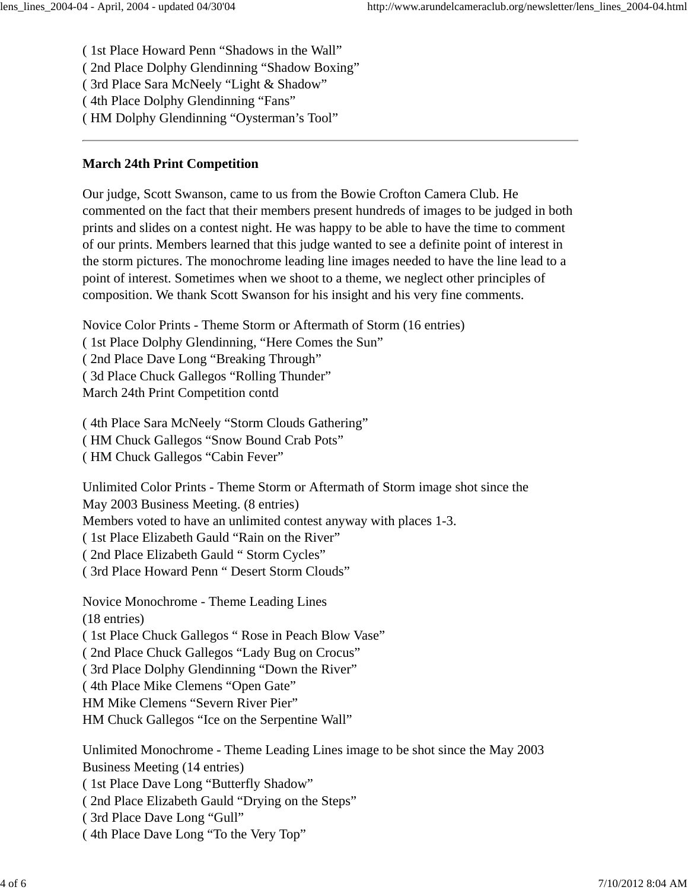( 1st Place Howard Penn “Shadows in the Wall”  
( 2nd Place Dolphy Glendinning “Shadow Boxing”  
( 3rd Place Sara McNeely “Light & Shadow”  
( 4th Place Dolphy Glendinning “Fans”  
( HM Dolphy Glendinning “Oysterman’s Tool”

---

**March 24th Print Competition**

Our judge, Scott Swanson, came to us from the Bowie Crofton Camera Club. He commented on the fact that their members present hundreds of images to be judged in both prints and slides on a contest night. He was happy to be able to have the time to comment of our prints. Members learned that this judge wanted to see a definite point of interest in the storm pictures. The monochrome leading line images needed to have the line lead to a point of interest. Sometimes when we shoot to a theme, we neglect other principles of composition. We thank Scott Swanson for his insight and his very fine comments.

Novice Color Prints - Theme Storm or Aftermath of Storm (16 entries)  
( 1st Place Dolphy Glendinning, “Here Comes the Sun”  
( 2nd Place Dave Long “Breaking Through”  
( 3d Place Chuck Gallegos “Rolling Thunder”  
March 24th Print Competition contd

( 4th Place Sara McNeely “Storm Clouds Gathering”  
( HM Chuck Gallegos “Snow Bound Crab Pots”  
( HM Chuck Gallegos “Cabin Fever”

Unlimited Color Prints - Theme Storm or Aftermath of Storm image shot since the May 2003 Business Meeting. (8 entries)  
Members voted to have an unlimited contest anyway with places 1-3.  
( 1st Place Elizabeth Gauld “Rain on the River”  
( 2nd Place Elizabeth Gauld “ Storm Cycles”  
( 3rd Place Howard Penn “ Desert Storm Clouds”

Novice Monochrome - Theme Leading Lines  
(18 entries)  
( 1st Place Chuck Gallegos “ Rose in Peach Blow Vase”  
( 2nd Place Chuck Gallegos “Lady Bug on Crocus”  
( 3rd Place Dolphy Glendinning “Down the River”  
( 4th Place Mike Clemens “Open Gate”  
HM Mike Clemens “Severn River Pier”  
HM Chuck Gallegos “Ice on the Serpentine Wall”

Unlimited Monochrome - Theme Leading Lines image to be shot since the May 2003 Business Meeting (14 entries)  
( 1st Place Dave Long “Butterfly Shadow”  
( 2nd Place Elizabeth Gauld “Drying on the Steps”  
( 3rd Place Dave Long “Gull”  
( 4th Place Dave Long “To the Very Top”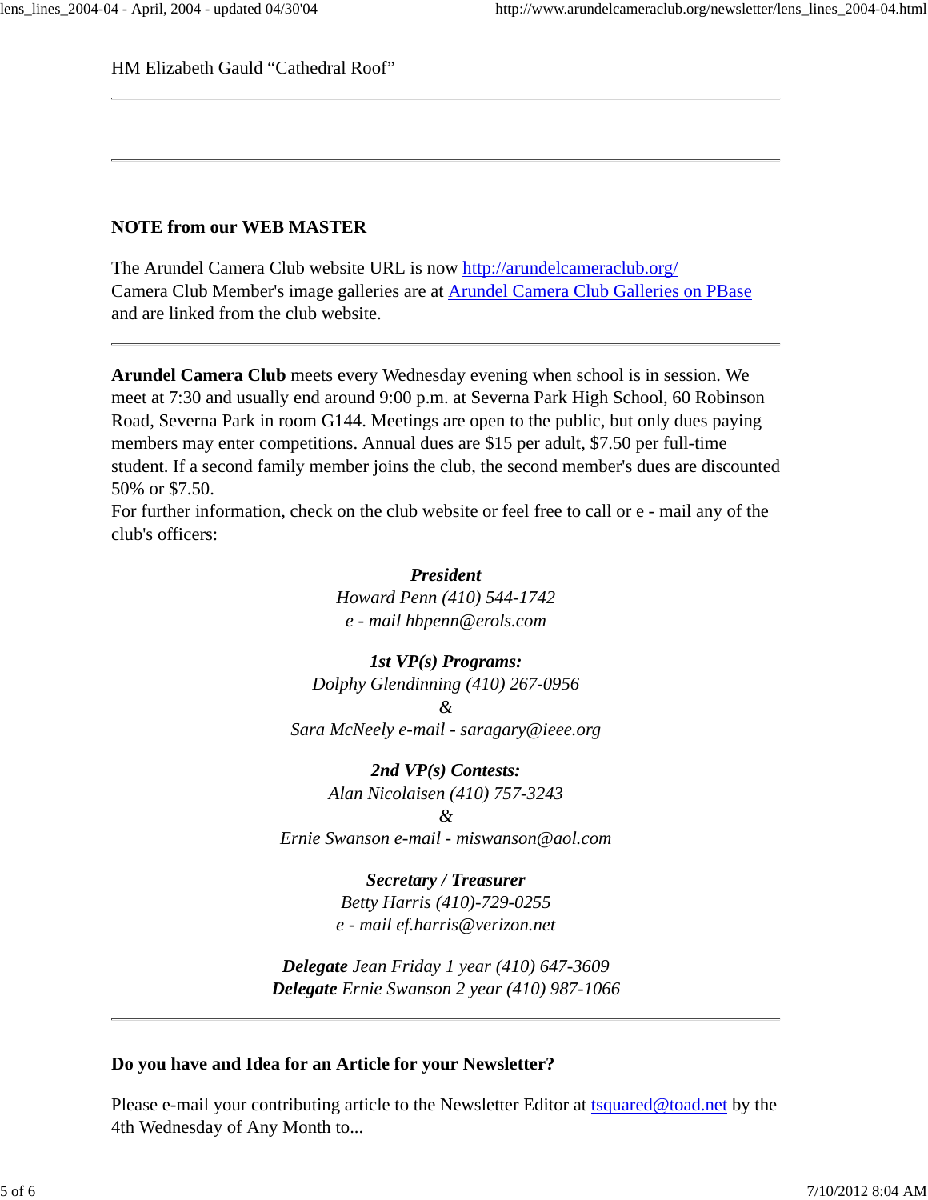HM Elizabeth Gauld "Cathedral Roof"

---

---

**NOTE from our WEB MASTER**

The Arundel Camera Club website URL is now [http://arundelcameraclub.org/](http://arundelcameraclub.org/)
Camera Club Member's image galleries are at [Arundel Camera Club Galleries on PBase](#)
and are linked from the club website.

---

**Arundel Camera Club** meets every Wednesday evening when school is in session. We meet at 7:30 and usually end around 9:00 p.m. at Severna Park High School, 60 Robinson Road, Severna Park in room G144. Meetings are open to the public, but only dues paying members may enter competitions. Annual dues are $15 per adult, $7.50 per full-time student. If a second family member joins the club, the second member's dues are discounted 50% or $7.50.
For further information, check on the club website or feel free to call or e - mail any of the club's officers:

***President***
*Howard Penn (410) 544-1742*
*e - mail hbpenn@erols.com*

***1st VP(s) Programs:***
*Dolphy Glendinning (410) 267-0956*
*&*
*Sara McNeely e-mail - saragary@ieee.org*

***2nd VP(s) Contests:***
*Alan Nicolaisen (410) 757-3243*
*&*
*Ernie Swanson e-mail - miswanson@aol.com*

***Secretary / Treasurer***
*Betty Harris (410)-729-0255*
*e - mail ef.harris@verizon.net*

***Delegate** Jean Friday 1 year (410) 647-3609*
***Delegate** Ernie Swanson 2 year (410) 987-1066*

---

**Do you have and Idea for an Article for your Newsletter?**

Please e-mail your contributing article to the Newsletter Editor at [tsquared@toad.net](mailto:tsquared@toad.net) by the 4th Wednesday of Any Month to...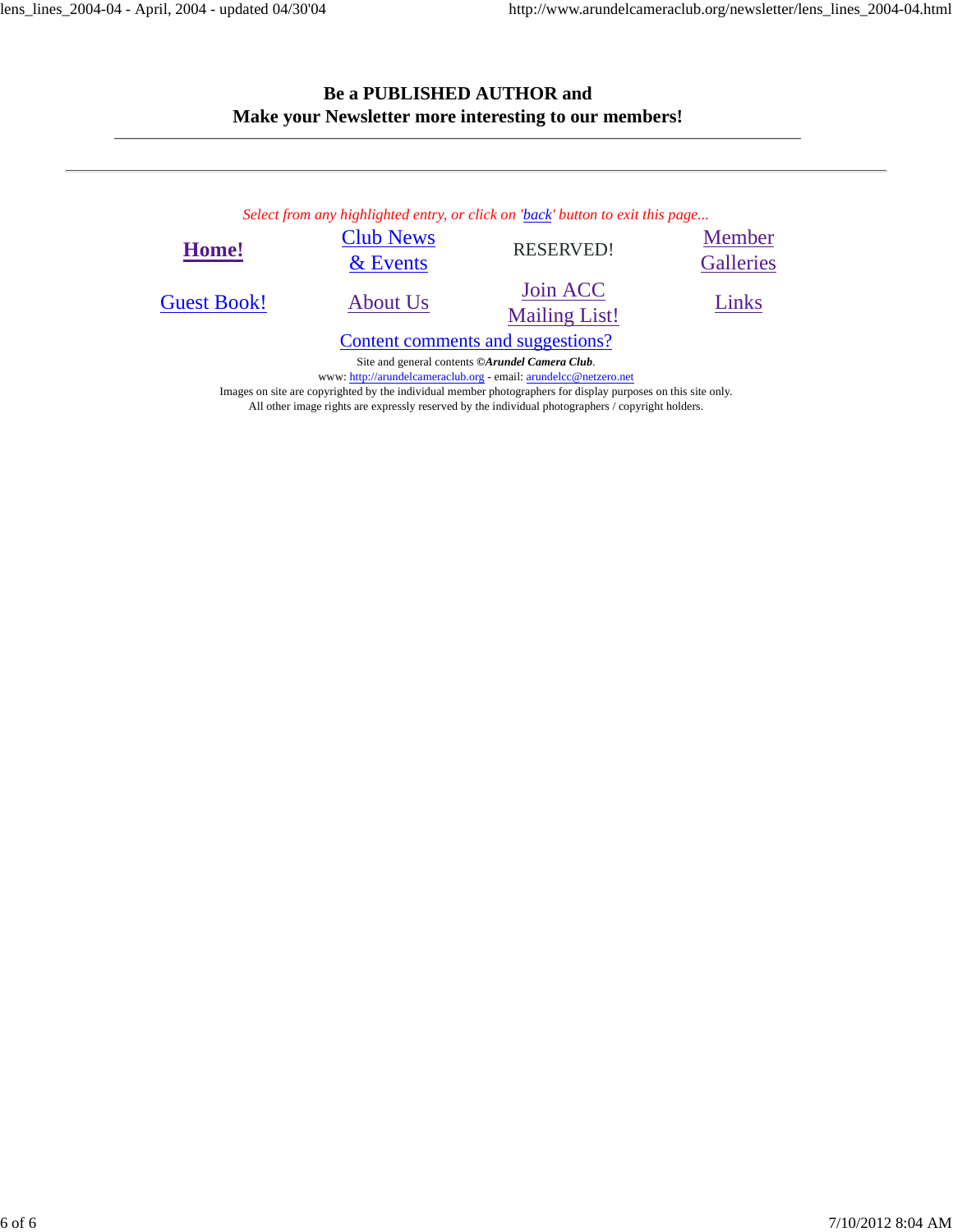**Be a PUBLISHED AUTHOR and**
**Make your Newsletter more interesting to our members!**

---

---

*Select from any highlighted entry, or click on 'back' button to exit this page...*

| | | | |
|---|---|---|---|
| **Home!** | Club News & Events | RESERVED! | Member Galleries |
| Guest Book! | About Us | Join ACC Mailing List! | Links |

Content comments and suggestions?

Site and general contents ©***Arundel Camera Club***.
www: http://arundelcameraclub.org - email: arundelcc@netzero.net
Images on site are copyrighted by the individual member photographers for display purposes on this site only.
All other image rights are expressly reserved by the individual photographers / copyright holders.